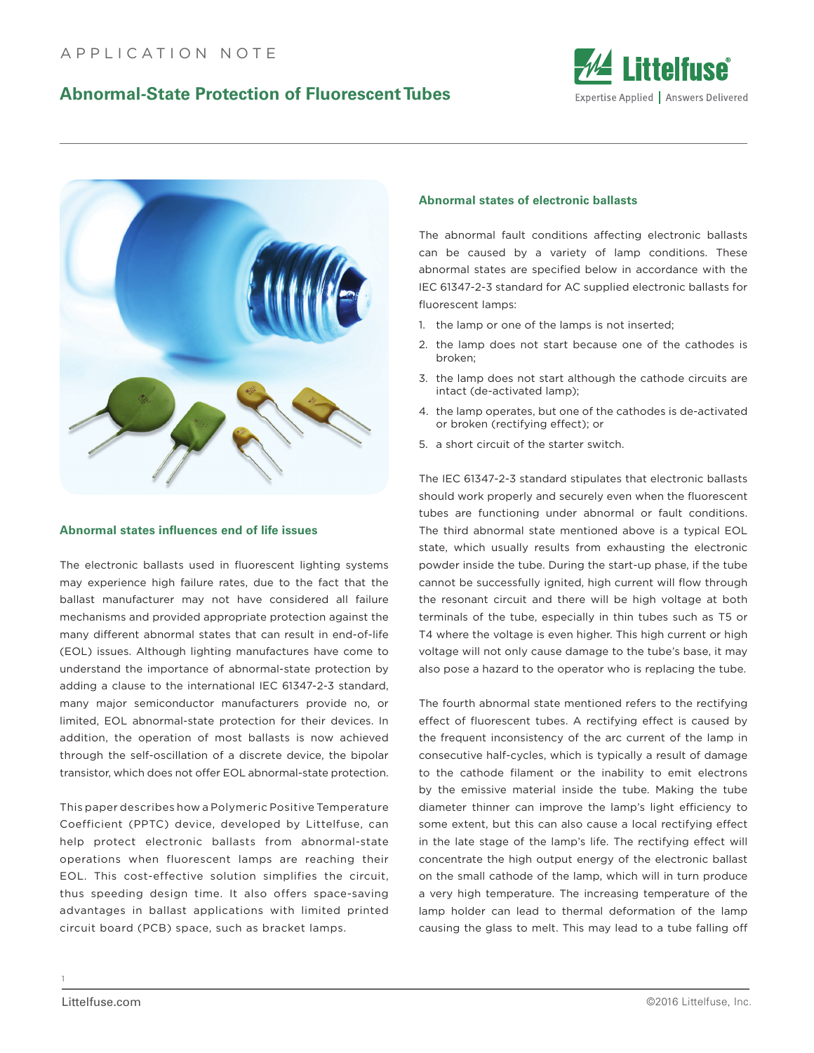APPLICATION NOTE

# Abnormal-State Protection of Fluorescent Tubes

## Abnormal states influences end of life issues

The electronic ballasts used in fluorescent lighting systems may experience high failure rates, due to the fact that the ballast manufacturer may not have considered all failure mechanisms and provided appropriate protection against the many different abnormal states that can result in end-of-life (EOL) issues. Although lighting manufactures have come to understand the importance of abnormal-state protection by adding a clause to the international IEC 61347-2-3 standard, many major semiconductor manufacturers provide no, or limited, EOL abnormal-state protection for their devices. In addition, the operation of most ballasts is now achieved through the self-oscillation of a discrete device, the bipolar transistor, which does not offer EOL abnormal-state protection.

This paper describes how a Polymeric Positive Temperature Coefficient (PPTC) device, developed by Littelfuse, can help protect electronic ballasts from abnormal-state operations when fluorescent lamps are reaching their EOL. This cost-effective solution simplifies the circuit, thus speeding design time. It also offers space-saving advantages in ballast applications with limited printed circuit board (PCB) space, such as bracket lamps.

## Abnormal states of electronic ballasts

The abnormal fault conditions affecting electronic ballasts can be caused by a variety of lamp conditions. These abnormal states are specified below in accordance with the IEC 61347-2-3 standard for AC supplied electronic ballasts for fluorescent lamps:

1. the lamp or one of the lamps is not inserted;
2. the lamp does not start because one of the cathodes is broken;
3. the lamp does not start although the cathode circuits are intact (de-activated lamp);
4. the lamp operates, but one of the cathodes is de-activated or broken (rectifying effect); or
5. a short circuit of the starter switch.

The IEC 61347-2-3 standard stipulates that electronic ballasts should work properly and securely even when the fluorescent tubes are functioning under abnormal or fault conditions. The third abnormal state mentioned above is a typical EOL state, which usually results from exhausting the electronic powder inside the tube. During the start-up phase, if the tube cannot be successfully ignited, high current will flow through the resonant circuit and there will be high voltage at both terminals of the tube, especially in thin tubes such as T5 or T4 where the voltage is even higher. This high current or high voltage will not only cause damage to the tube's base, it may also pose a hazard to the operator who is replacing the tube.

The fourth abnormal state mentioned refers to the rectifying effect of fluorescent tubes. A rectifying effect is caused by the frequent inconsistency of the arc current of the lamp in consecutive half-cycles, which is typically a result of damage to the cathode filament or the inability to emit electrons by the emissive material inside the tube. Making the tube diameter thinner can improve the lamp's light efficiency to some extent, but this can also cause a local rectifying effect in the late stage of the lamp's life. The rectifying effect will concentrate the high output energy of the electronic ballast on the small cathode of the lamp, which will in turn produce a very high temperature. The increasing temperature of the lamp holder can lead to thermal deformation of the lamp causing the glass to melt. This may lead to a tube falling off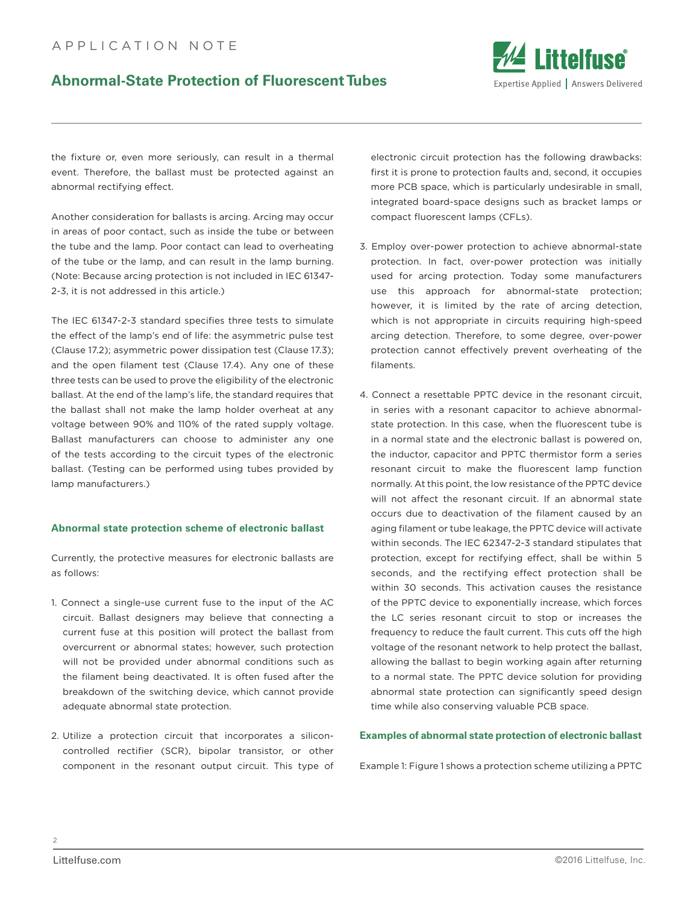the fixture or, even more seriously, can result in a thermal event. Therefore, the ballast must be protected against an abnormal rectifying effect.

Another consideration for ballasts is arcing. Arcing may occur in areas of poor contact, such as inside the tube or between the tube and the lamp. Poor contact can lead to overheating of the tube or the lamp, and can result in the lamp burning. (Note: Because arcing protection is not included in IEC 61347-2-3, it is not addressed in this article.)

The IEC 61347-2-3 standard specifies three tests to simulate the effect of the lamp's end of life: the asymmetric pulse test (Clause 17.2); asymmetric power dissipation test (Clause 17.3); and the open filament test (Clause 17.4). Any one of these three tests can be used to prove the eligibility of the electronic ballast. At the end of the lamp's life, the standard requires that the ballast shall not make the lamp holder overheat at any voltage between 90% and 110% of the rated supply voltage. Ballast manufacturers can choose to administer any one of the tests according to the circuit types of the electronic ballast. (Testing can be performed using tubes provided by lamp manufacturers.)

### Abnormal state protection scheme of electronic ballast

Currently, the protective measures for electronic ballasts are as follows:

1. Connect a single-use current fuse to the input of the AC circuit. Ballast designers may believe that connecting a current fuse at this position will protect the ballast from overcurrent or abnormal states; however, such protection will not be provided under abnormal conditions such as the filament being deactivated. It is often fused after the breakdown of the switching device, which cannot provide adequate abnormal state protection.

2. Utilize a protection circuit that incorporates a silicon-controlled rectifier (SCR), bipolar transistor, or other component in the resonant output circuit. This type of electronic circuit protection has the following drawbacks: first it is prone to protection faults and, second, it occupies more PCB space, which is particularly undesirable in small, integrated board-space designs such as bracket lamps or compact fluorescent lamps (CFLs).

3. Employ over-power protection to achieve abnormal-state protection. In fact, over-power protection was initially used for arcing protection. Today some manufacturers use this approach for abnormal-state protection; however, it is limited by the rate of arcing detection, which is not appropriate in circuits requiring high-speed arcing detection. Therefore, to some degree, over-power protection cannot effectively prevent overheating of the filaments.

4. Connect a resettable PPTC device in the resonant circuit, in series with a resonant capacitor to achieve abnormal-state protection. In this case, when the fluorescent tube is in a normal state and the electronic ballast is powered on, the inductor, capacitor and PPTC thermistor form a series resonant circuit to make the fluorescent lamp function normally. At this point, the low resistance of the PPTC device will not affect the resonant circuit. If an abnormal state occurs due to deactivation of the filament caused by an aging filament or tube leakage, the PPTC device will activate within seconds. The IEC 62347-2-3 standard stipulates that protection, except for rectifying effect, shall be within 5 seconds, and the rectifying effect protection shall be within 30 seconds. This activation causes the resistance of the PPTC device to exponentially increase, which forces the LC series resonant circuit to stop or increases the frequency to reduce the fault current. This cuts off the high voltage of the resonant network to help protect the ballast, allowing the ballast to begin working again after returning to a normal state. The PPTC device solution for providing abnormal state protection can significantly speed design time while also conserving valuable PCB space.

### Examples of abnormal state protection of electronic ballast

Example 1: Figure 1 shows a protection scheme utilizing a PPTC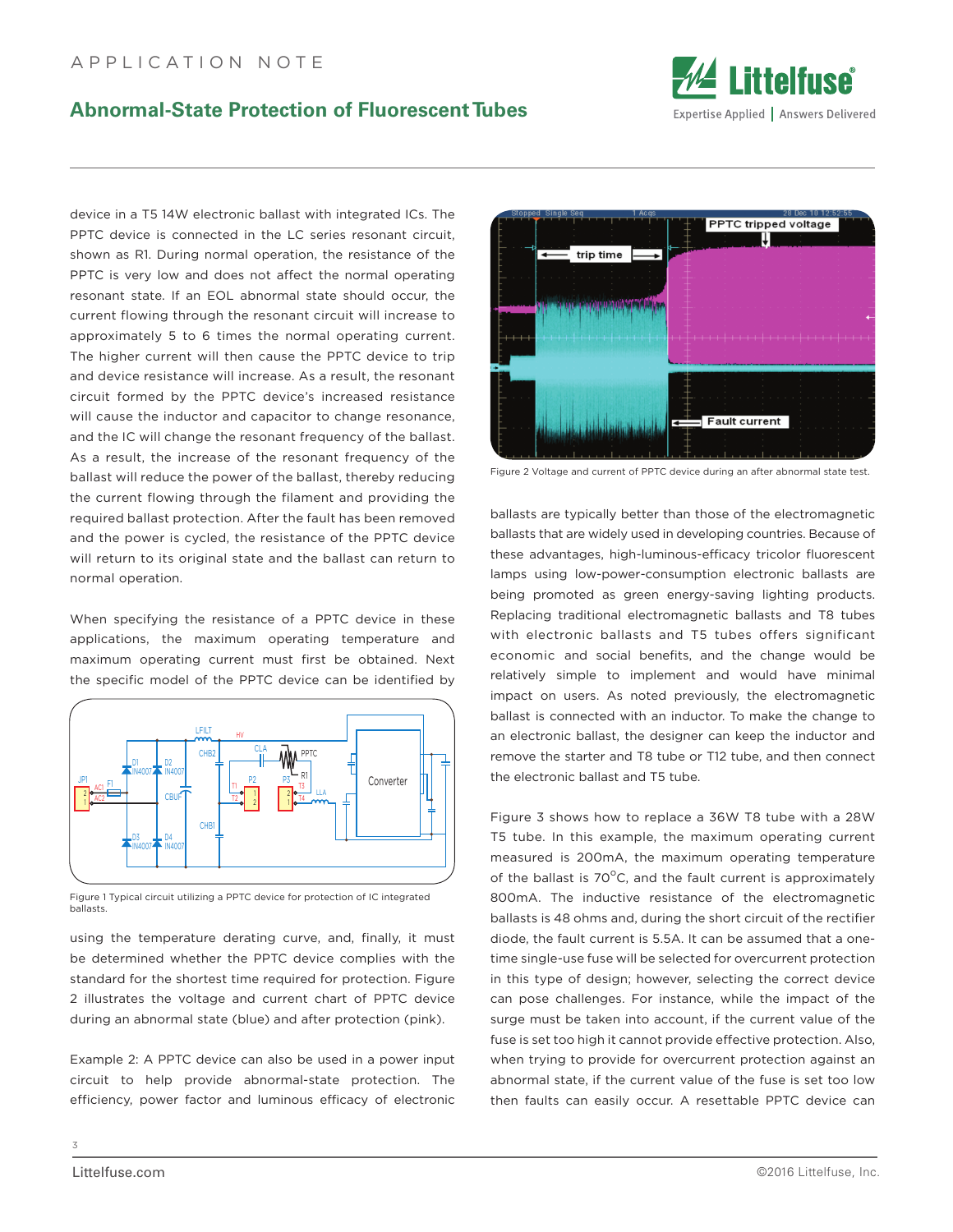device in a T5 14W electronic ballast with integrated ICs. The PPTC device is connected in the LC series resonant circuit, shown as R1. During normal operation, the resistance of the PPTC is very low and does not affect the normal operating resonant state. If an EOL abnormal state should occur, the current flowing through the resonant circuit will increase to approximately 5 to 6 times the normal operating current. The higher current will then cause the PPTC device to trip and device resistance will increase. As a result, the resonant circuit formed by the PPTC device's increased resistance will cause the inductor and capacitor to change resonance, and the IC will change the resonant frequency of the ballast. As a result, the increase of the resonant frequency of the ballast will reduce the power of the ballast, thereby reducing the current flowing through the filament and providing the required ballast protection. After the fault has been removed and the power is cycled, the resistance of the PPTC device will return to its original state and the ballast can return to normal operation.

When specifying the resistance of a PPTC device in these applications, the maximum operating temperature and maximum operating current must first be obtained. Next the specific model of the PPTC device can be identified by

LFILT
HV
CHB2
CLA
PPTC
R1
D1 IN4007
D2 IN4007
JP1
F1
AC1
AC2
CBUF
T1
T2
P2
P3
T3
T4
LLA
Converter
CHB1
D3 IN4007
D4 IN4007

Figure 1 Typical circuit utilizing a PPTC device for protection of IC integrated ballasts.

using the temperature derating curve, and, finally, it must be determined whether the PPTC device complies with the standard for the shortest time required for protection. Figure 2 illustrates the voltage and current chart of PPTC device during an abnormal state (blue) and after protection (pink).

Example 2: A PPTC device can also be used in a power input circuit to help provide abnormal-state protection. The efficiency, power factor and luminous efficacy of electronic

PPTC tripped voltage
trip time
Fault current

Figure 2 Voltage and current of PPTC device during an after abnormal state test.

ballasts are typically better than those of the electromagnetic ballasts that are widely used in developing countries. Because of these advantages, high-luminous-efficacy tricolor fluorescent lamps using low-power-consumption electronic ballasts are being promoted as green energy-saving lighting products. Replacing traditional electromagnetic ballasts and T8 tubes with electronic ballasts and T5 tubes offers significant economic and social benefits, and the change would be relatively simple to implement and would have minimal impact on users. As noted previously, the electromagnetic ballast is connected with an inductor. To make the change to an electronic ballast, the designer can keep the inductor and remove the starter and T8 tube or T12 tube, and then connect the electronic ballast and T5 tube.

Figure 3 shows how to replace a 36W T8 tube with a 28W T5 tube. In this example, the maximum operating current measured is 200mA, the maximum operating temperature of the ballast is 70°C, and the fault current is approximately 800mA. The inductive resistance of the electromagnetic ballasts is 48 ohms and, during the short circuit of the rectifier diode, the fault current is 5.5A. It can be assumed that a one-time single-use fuse will be selected for overcurrent protection in this type of design; however, selecting the correct device can pose challenges. For instance, while the impact of the surge must be taken into account, if the current value of the fuse is set too high it cannot provide effective protection. Also, when trying to provide for overcurrent protection against an abnormal state, if the current value of the fuse is set too low then faults can easily occur. A resettable PPTC device can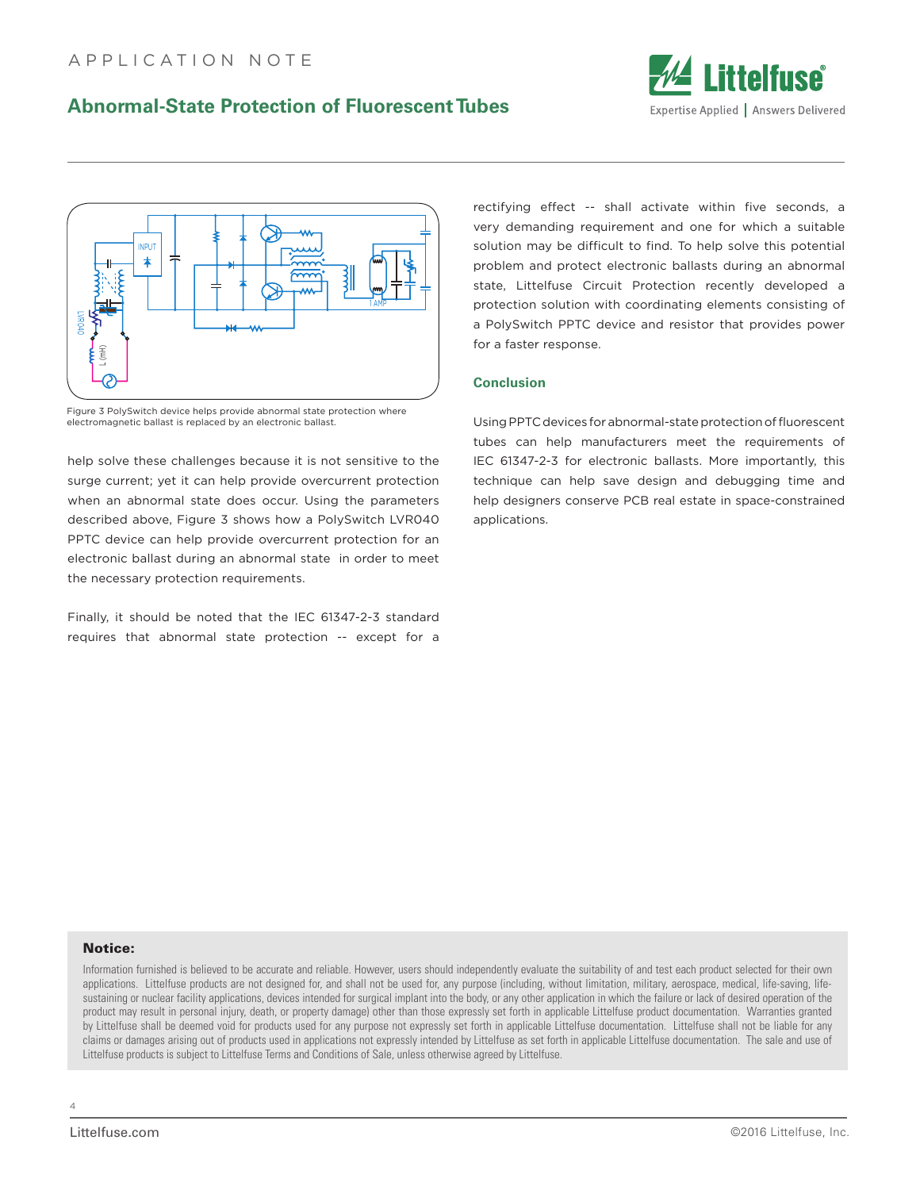Figure 3 PolySwitch device helps provide abnormal state protection where electromagnetic ballast is replaced by an electronic ballast.

help solve these challenges because it is not sensitive to the surge current; yet it can help provide overcurrent protection when an abnormal state does occur. Using the parameters described above, Figure 3 shows how a PolySwitch LVR040 PPTC device can help provide overcurrent protection for an electronic ballast during an abnormal state in order to meet the necessary protection requirements.

Finally, it should be noted that the IEC 61347-2-3 standard requires that abnormal state protection -- except for a rectifying effect -- shall activate within five seconds, a very demanding requirement and one for which a suitable solution may be difficult to find. To help solve this potential problem and protect electronic ballasts during an abnormal state, Littelfuse Circuit Protection recently developed a protection solution with coordinating elements consisting of a PolySwitch PPTC device and resistor that provides power for a faster response.

## Conclusion

Using PPTC devices for abnormal-state protection of fluorescent tubes can help manufacturers meet the requirements of IEC 61347-2-3 for electronic ballasts. More importantly, this technique can help save design and debugging time and help designers conserve PCB real estate in space-constrained applications.

**Notice:**

Information furnished is believed to be accurate and reliable. However, users should independently evaluate the suitability of and test each product selected for their own applications. Littelfuse products are not designed for, and shall not be used for, any purpose (including, without limitation, military, aerospace, medical, life-saving, life-sustaining or nuclear facility applications, devices intended for surgical implant into the body, or any other application in which the failure or lack of desired operation of the product may result in personal injury, death, or property damage) other than those expressly set forth in applicable Littelfuse product documentation. Warranties granted by Littelfuse shall be deemed void for products used for any purpose not expressly set forth in applicable Littelfuse documentation. Littelfuse shall not be liable for any claims or damages arising out of products used in applications not expressly intended by Littelfuse as set forth in applicable Littelfuse documentation. The sale and use of Littelfuse products is subject to Littelfuse Terms and Conditions of Sale, unless otherwise agreed by Littelfuse.

Littelfuse.com

©2016 Littelfuse, Inc.